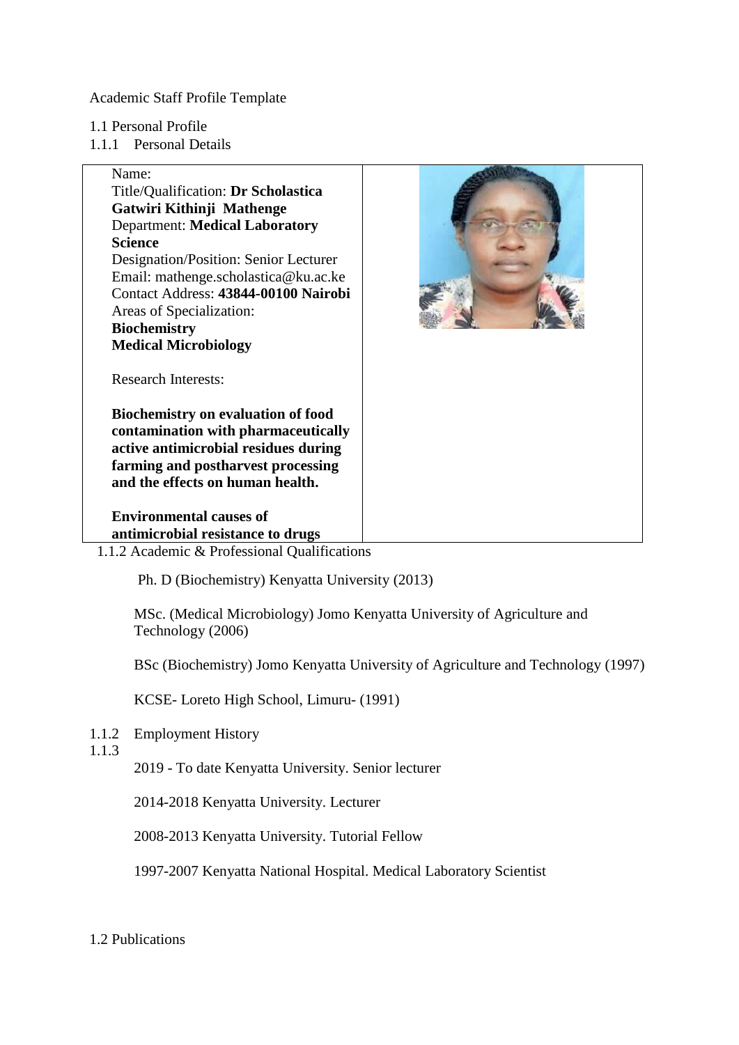Academic Staff Profile Template

1.1 Personal Profile

1.1.1 Personal Details

Name:
Title/Qualification: **Dr Scholastica Gatwiri Kithinji Mathenge**
Department: **Medical Laboratory Science**
Designation/Position: Senior Lecturer
Email: mathenge.scholastica@ku.ac.ke
Contact Address: **43844-00100 Nairobi**
Areas of Specialization:
**Biochemistry**
**Medical Microbiology**

Research Interests:

**Biochemistry on evaluation of food contamination with pharmaceutically active antimicrobial residues during farming and postharvest processing and the effects on human health.**

**Environmental causes of antimicrobial resistance to drugs**

1.1.2 Academic & Professional Qualifications

Ph. D (Biochemistry) Kenyatta University (2013)

MSc. (Medical Microbiology) Jomo Kenyatta University of Agriculture and Technology (2006)

BSc (Biochemistry) Jomo Kenyatta University of Agriculture and Technology (1997)

KCSE- Loreto High School, Limuru- (1991)

1.1.2 Employment History

1.1.3

2019 - To date Kenyatta University. Senior lecturer

2014-2018 Kenyatta University. Lecturer

2008-2013 Kenyatta University. Tutorial Fellow

1997-2007 Kenyatta National Hospital. Medical Laboratory Scientist

1.2 Publications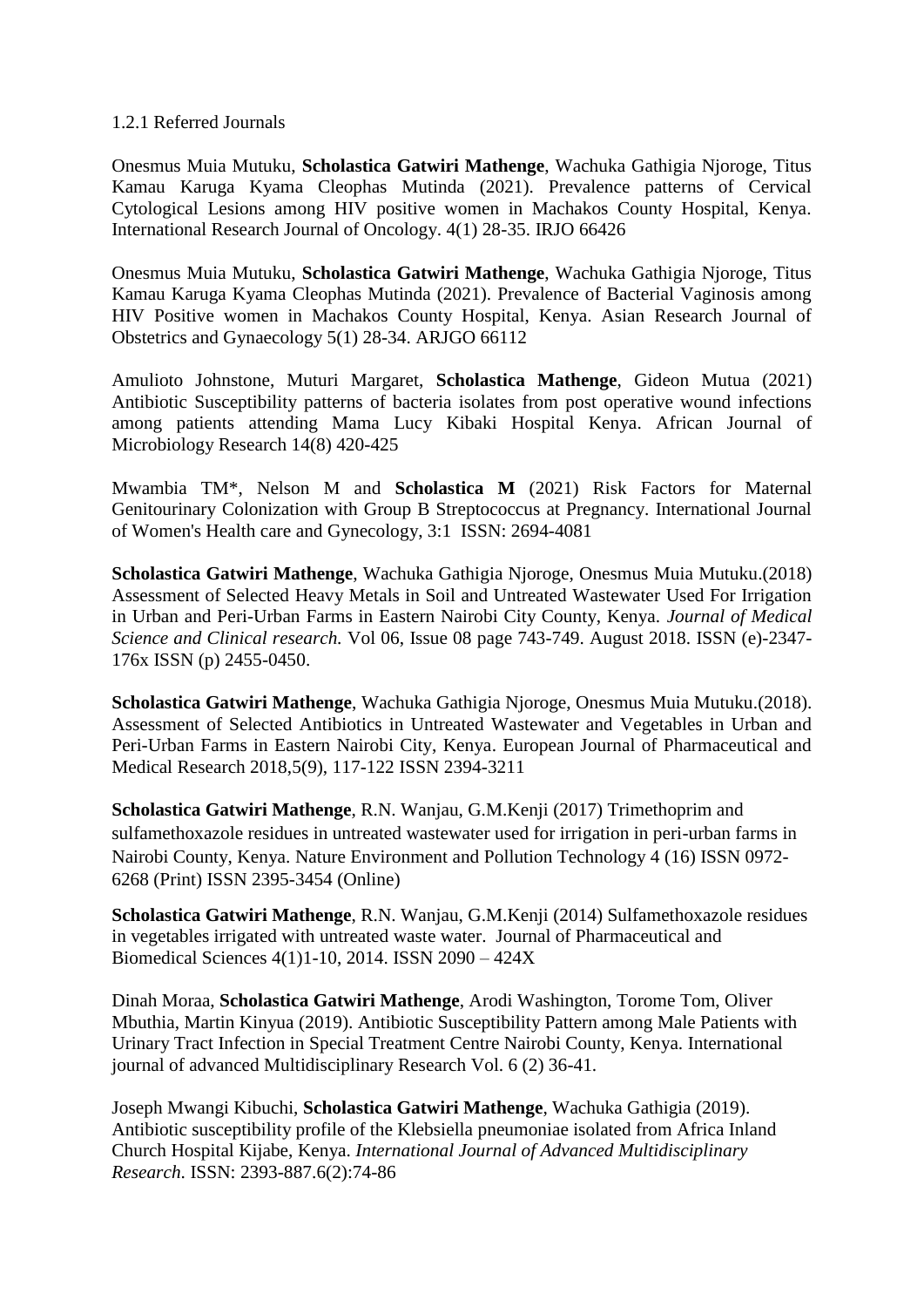1.2.1 Referred Journals

Onesmus Muia Mutuku, **Scholastica Gatwiri Mathenge**, Wachuka Gathigia Njoroge, Titus Kamau Karuga Kyama Cleophas Mutinda (2021). Prevalence patterns of Cervical Cytological Lesions among HIV positive women in Machakos County Hospital, Kenya. International Research Journal of Oncology. 4(1) 28-35. IRJO 66426

Onesmus Muia Mutuku, **Scholastica Gatwiri Mathenge**, Wachuka Gathigia Njoroge, Titus Kamau Karuga Kyama Cleophas Mutinda (2021). Prevalence of Bacterial Vaginosis among HIV Positive women in Machakos County Hospital, Kenya. Asian Research Journal of Obstetrics and Gynaecology 5(1) 28-34. ARJGO 66112

Amulioto Johnstone, Muturi Margaret, **Scholastica Mathenge**, Gideon Mutua (2021) Antibiotic Susceptibility patterns of bacteria isolates from post operative wound infections among patients attending Mama Lucy Kibaki Hospital Kenya. African Journal of Microbiology Research 14(8) 420-425

Mwambia TM*, Nelson M and **Scholastica M** (2021) Risk Factors for Maternal Genitourinary Colonization with Group B Streptococcus at Pregnancy. International Journal of Women's Health care and Gynecology, 3:1 ISSN: 2694-4081

**Scholastica Gatwiri Mathenge**, Wachuka Gathigia Njoroge, Onesmus Muia Mutuku.(2018) Assessment of Selected Heavy Metals in Soil and Untreated Wastewater Used For Irrigation in Urban and Peri-Urban Farms in Eastern Nairobi City County, Kenya. *Journal of Medical Science and Clinical research.* Vol 06, Issue 08 page 743-749. August 2018. ISSN (e)-2347-176x ISSN (p) 2455-0450.

**Scholastica Gatwiri Mathenge**, Wachuka Gathigia Njoroge, Onesmus Muia Mutuku.(2018). Assessment of Selected Antibiotics in Untreated Wastewater and Vegetables in Urban and Peri-Urban Farms in Eastern Nairobi City, Kenya. European Journal of Pharmaceutical and Medical Research 2018,5(9), 117-122 ISSN 2394-3211

**Scholastica Gatwiri Mathenge**, R.N. Wanjau, G.M.Kenji (2017) Trimethoprim and sulfamethoxazole residues in untreated wastewater used for irrigation in peri-urban farms in Nairobi County, Kenya. Nature Environment and Pollution Technology 4 (16) ISSN 0972-6268 (Print) ISSN 2395-3454 (Online)

**Scholastica Gatwiri Mathenge**, R.N. Wanjau, G.M.Kenji (2014) Sulfamethoxazole residues in vegetables irrigated with untreated waste water. Journal of Pharmaceutical and Biomedical Sciences 4(1)1-10, 2014. ISSN 2090 – 424X

Dinah Moraa, **Scholastica Gatwiri Mathenge**, Arodi Washington, Torome Tom, Oliver Mbuthia, Martin Kinyua (2019). Antibiotic Susceptibility Pattern among Male Patients with Urinary Tract Infection in Special Treatment Centre Nairobi County, Kenya. International journal of advanced Multidisciplinary Research Vol. 6 (2) 36-41.

Joseph Mwangi Kibuchi, **Scholastica Gatwiri Mathenge**, Wachuka Gathigia (2019). Antibiotic susceptibility profile of the Klebsiella pneumoniae isolated from Africa Inland Church Hospital Kijabe, Kenya. *International Journal of Advanced Multidisciplinary Research.* ISSN: 2393-887.6(2):74-86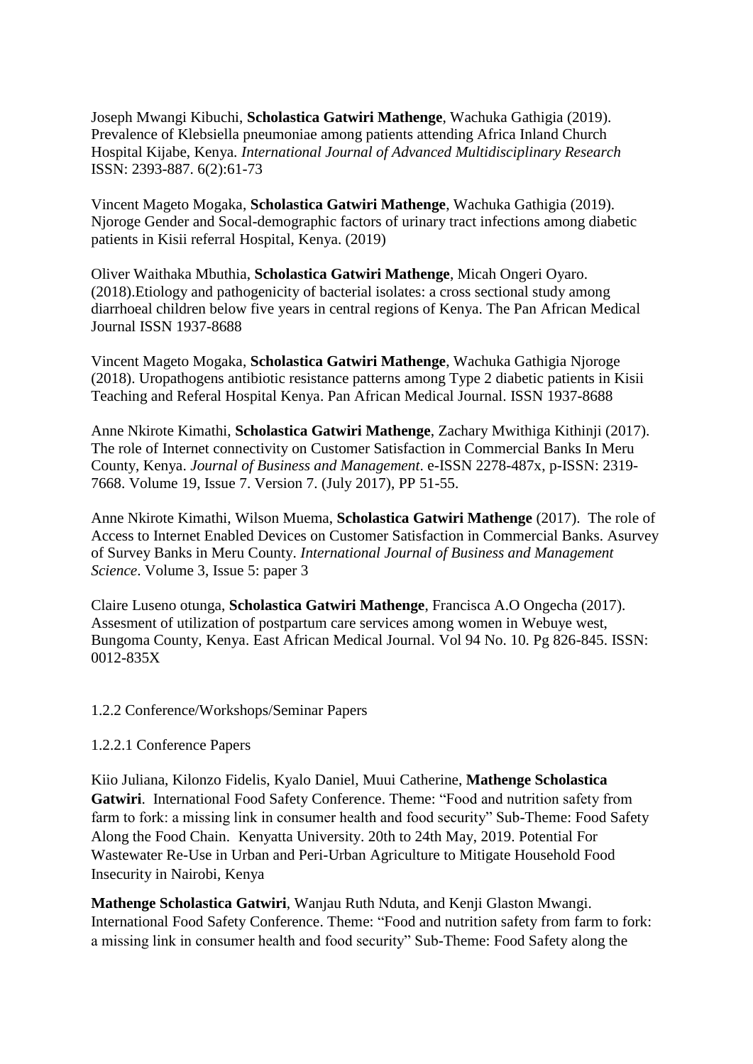Joseph Mwangi Kibuchi, **Scholastica Gatwiri Mathenge**, Wachuka Gathigia (2019). Prevalence of Klebsiella pneumoniae among patients attending Africa Inland Church Hospital Kijabe, Kenya. *International Journal of Advanced Multidisciplinary Research* ISSN: 2393-887. 6(2):61-73

Vincent Mageto Mogaka, **Scholastica Gatwiri Mathenge**, Wachuka Gathigia (2019). Njoroge Gender and Socal-demographic factors of urinary tract infections among diabetic patients in Kisii referral Hospital, Kenya. (2019)

Oliver Waithaka Mbuthia, **Scholastica Gatwiri Mathenge**, Micah Ongeri Oyaro. (2018).Etiology and pathogenicity of bacterial isolates: a cross sectional study among diarrhoeal children below five years in central regions of Kenya. The Pan African Medical Journal ISSN 1937-8688

Vincent Mageto Mogaka, **Scholastica Gatwiri Mathenge**, Wachuka Gathigia Njoroge (2018). Uropathogens antibiotic resistance patterns among Type 2 diabetic patients in Kisii Teaching and Referal Hospital Kenya. Pan African Medical Journal. ISSN 1937-8688

Anne Nkirote Kimathi, **Scholastica Gatwiri Mathenge**, Zachary Mwithiga Kithinji (2017). The role of Internet connectivity on Customer Satisfaction in Commercial Banks In Meru County, Kenya. *Journal of Business and Management*. e-ISSN 2278-487x, p-ISSN: 2319-7668. Volume 19, Issue 7. Version 7. (July 2017), PP 51-55.

Anne Nkirote Kimathi, Wilson Muema, **Scholastica Gatwiri Mathenge** (2017). The role of Access to Internet Enabled Devices on Customer Satisfaction in Commercial Banks. Asurvey of Survey Banks in Meru County. *International Journal of Business and Management Science*. Volume 3, Issue 5: paper 3

Claire Luseno otunga, **Scholastica Gatwiri Mathenge**, Francisca A.O Ongecha (2017). Assesment of utilization of postpartum care services among women in Webuye west, Bungoma County, Kenya. East African Medical Journal. Vol 94 No. 10. Pg 826-845. ISSN: 0012-835X

1.2.2 Conference/Workshops/Seminar Papers

1.2.2.1 Conference Papers

Kiio Juliana, Kilonzo Fidelis, Kyalo Daniel, Muui Catherine, **Mathenge Scholastica Gatwiri**. International Food Safety Conference. Theme: "Food and nutrition safety from farm to fork: a missing link in consumer health and food security" Sub-Theme: Food Safety Along the Food Chain. Kenyatta University. 20th to 24th May, 2019. Potential For Wastewater Re-Use in Urban and Peri-Urban Agriculture to Mitigate Household Food Insecurity in Nairobi, Kenya

**Mathenge Scholastica Gatwiri**, Wanjau Ruth Nduta, and Kenji Glaston Mwangi. International Food Safety Conference. Theme: "Food and nutrition safety from farm to fork: a missing link in consumer health and food security" Sub-Theme: Food Safety along the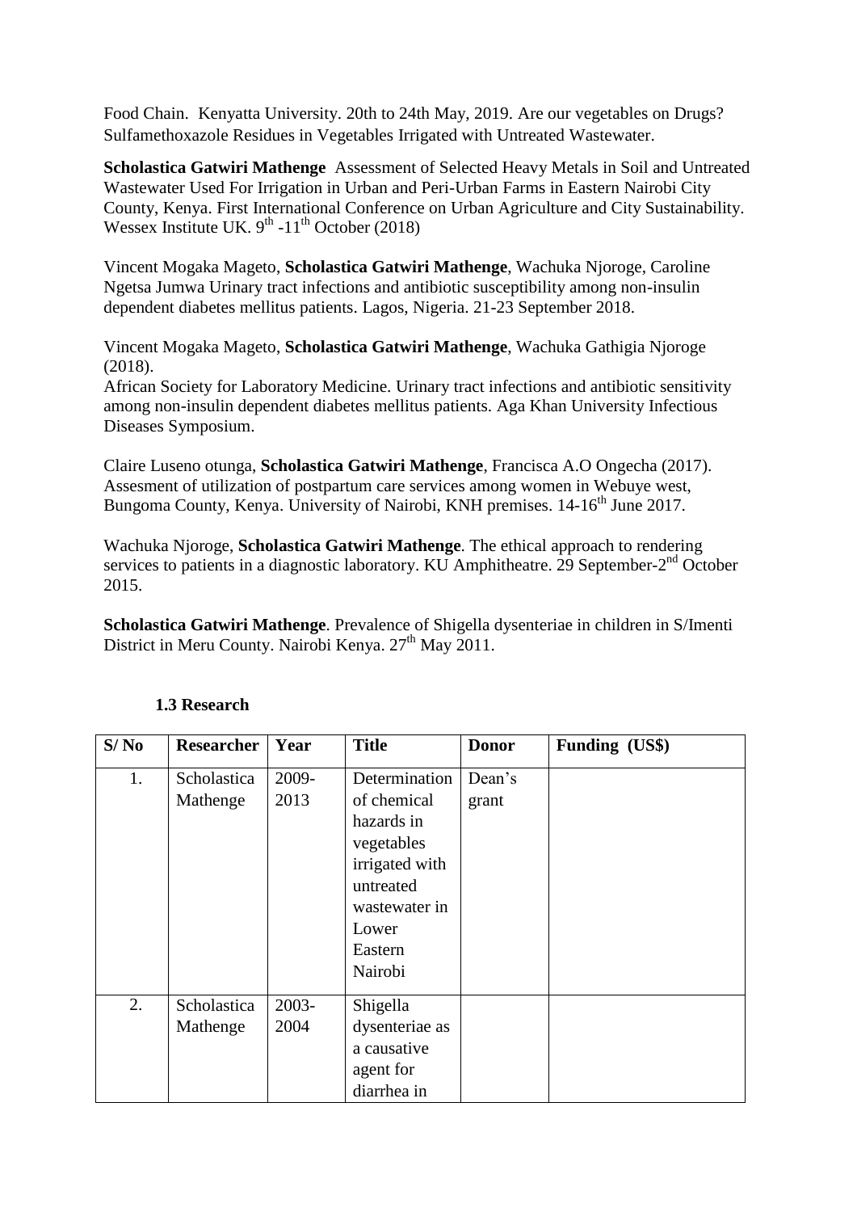Food Chain. Kenyatta University. 20th to 24th May, 2019. Are our vegetables on Drugs? Sulfamethoxazole Residues in Vegetables Irrigated with Untreated Wastewater.

**Scholastica Gatwiri Mathenge** Assessment of Selected Heavy Metals in Soil and Untreated Wastewater Used For Irrigation in Urban and Peri-Urban Farms in Eastern Nairobi City County, Kenya. First International Conference on Urban Agriculture and City Sustainability. Wessex Institute UK. 9th -11th October (2018)

Vincent Mogaka Mageto, **Scholastica Gatwiri Mathenge**, Wachuka Njoroge, Caroline Ngetsa Jumwa Urinary tract infections and antibiotic susceptibility among non-insulin dependent diabetes mellitus patients. Lagos, Nigeria. 21-23 September 2018.

Vincent Mogaka Mageto, **Scholastica Gatwiri Mathenge**, Wachuka Gathigia Njoroge (2018).
African Society for Laboratory Medicine. Urinary tract infections and antibiotic sensitivity among non-insulin dependent diabetes mellitus patients. Aga Khan University Infectious Diseases Symposium.

Claire Luseno otunga, **Scholastica Gatwiri Mathenge**, Francisca A.O Ongecha (2017). Assesment of utilization of postpartum care services among women in Webuye west, Bungoma County, Kenya. University of Nairobi, KNH premises. 14-16th June 2017.

Wachuka Njoroge, **Scholastica Gatwiri Mathenge**. The ethical approach to rendering services to patients in a diagnostic laboratory. KU Amphitheatre. 29 September-2nd October 2015.

**Scholastica Gatwiri Mathenge**. Prevalence of Shigella dysenteriae in children in S/Imenti District in Meru County. Nairobi Kenya. 27th May 2011.

### 1.3 Research

| S/ No | Researcher | Year | Title | Donor | Funding (US$) |
|---|---|---|---|---|---|
| 1. | Scholastica Mathenge | 2009-2013 | Determination of chemical hazards in vegetables irrigated with untreated wastewater in Lower Eastern Nairobi | Dean's grant | |
| 2. | Scholastica Mathenge | 2003-2004 | Shigella dysenteriae as a causative agent for diarrhea in | | |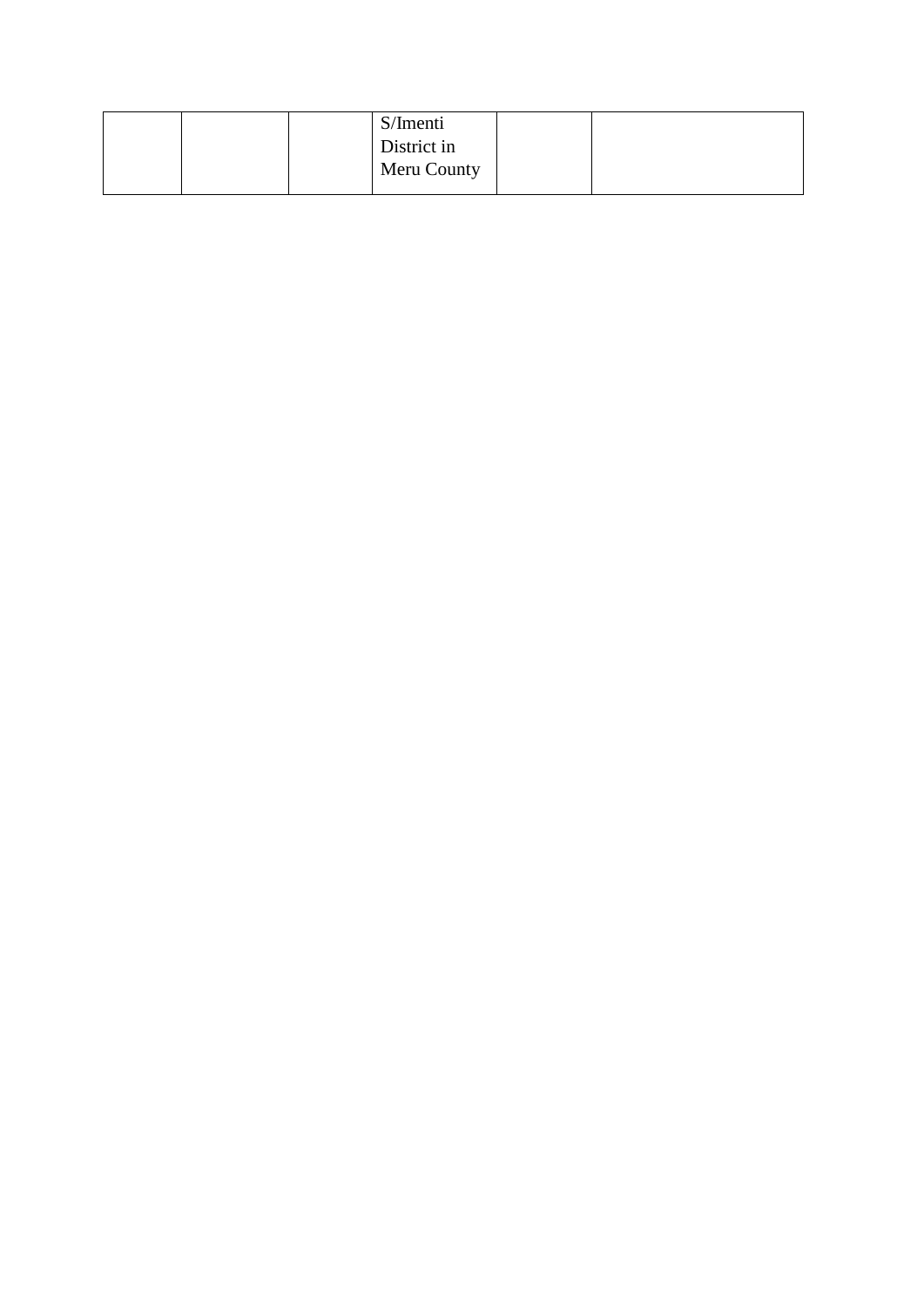| | | | | | |
|---|---|---|---|---|---|
| | | | S/Imenti District in Meru County | | |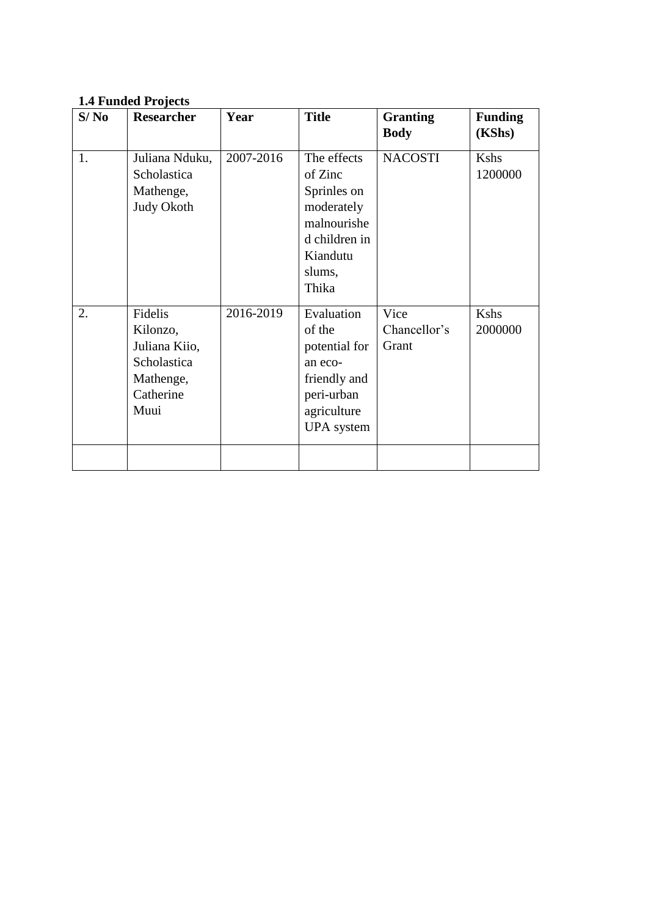### 1.4 Funded Projects

| S/ No | Researcher | Year | Title | Granting Body | Funding (KShs) |
| --- | --- | --- | --- | --- | --- |
| 1. | Juliana Nduku, Scholastica Mathenge, Judy Okoth | 2007-2016 | The effects of Zinc Sprinles on moderately malnourished children in Kiandutu slums, Thika | NACOSTI | Kshs 1200000 |
| 2. | Fidelis Kilonzo, Juliana Kiio, Scholastica Mathenge, Catherine Muui | 2016-2019 | Evaluation of the potential for an eco-friendly and peri-urban agriculture UPA system | Vice Chancellor's Grant | Kshs 2000000 |
| | | | | | |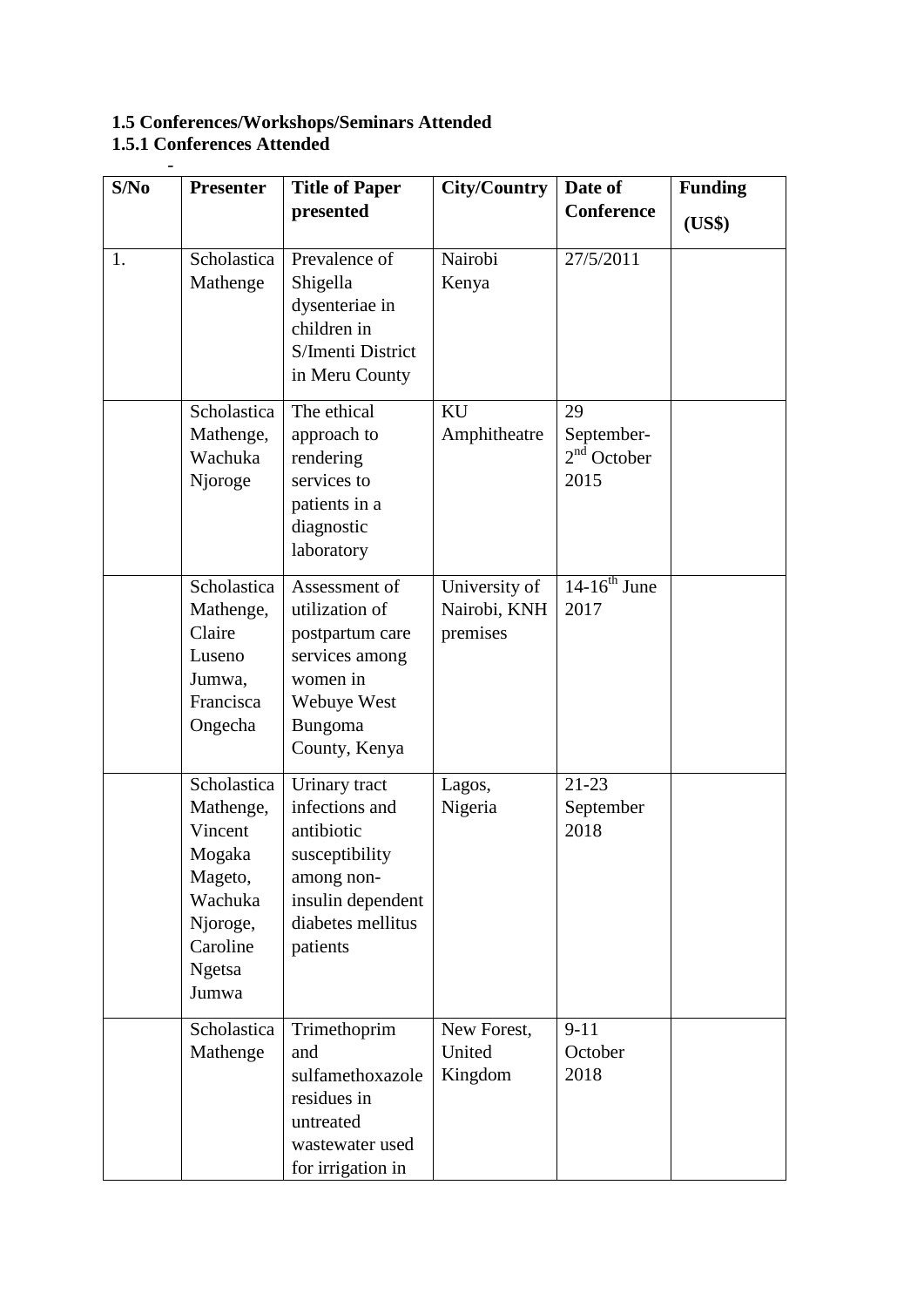**1.5 Conferences/Workshops/Seminars Attended**

**1.5.1 Conferences Attended**

-

| S/No | Presenter | Title of Paper presented | City/Country | Date of Conference | Funding (US$) |
|---|---|---|---|---|---|
| 1. | Scholastica Mathenge | Prevalence of Shigella dysenteriae in children in S/Imenti District in Meru County | Nairobi Kenya | 27/5/2011 | |
| | Scholastica Mathenge, Wachuka Njoroge | The ethical approach to rendering services to patients in a diagnostic laboratory | KU Amphitheatre | 29 September-2nd October 2015 | |
| | Scholastica Mathenge, Claire Luseno Jumwa, Francisca Ongecha | Assessment of utilization of postpartum care services among women in Webuye West Bungoma County, Kenya | University of Nairobi, KNH premises | 14-16th June 2017 | |
| | Scholastica Mathenge, Vincent Mogaka Mageto, Wachuka Njoroge, Caroline Ngetsa Jumwa | Urinary tract infections and antibiotic susceptibility among non-insulin dependent diabetes mellitus patients | Lagos, Nigeria | 21-23 September 2018 | |
| | Scholastica Mathenge | Trimethoprim and sulfamethoxazole residues in untreated wastewater used for irrigation in | New Forest, United Kingdom | 9-11 October 2018 | |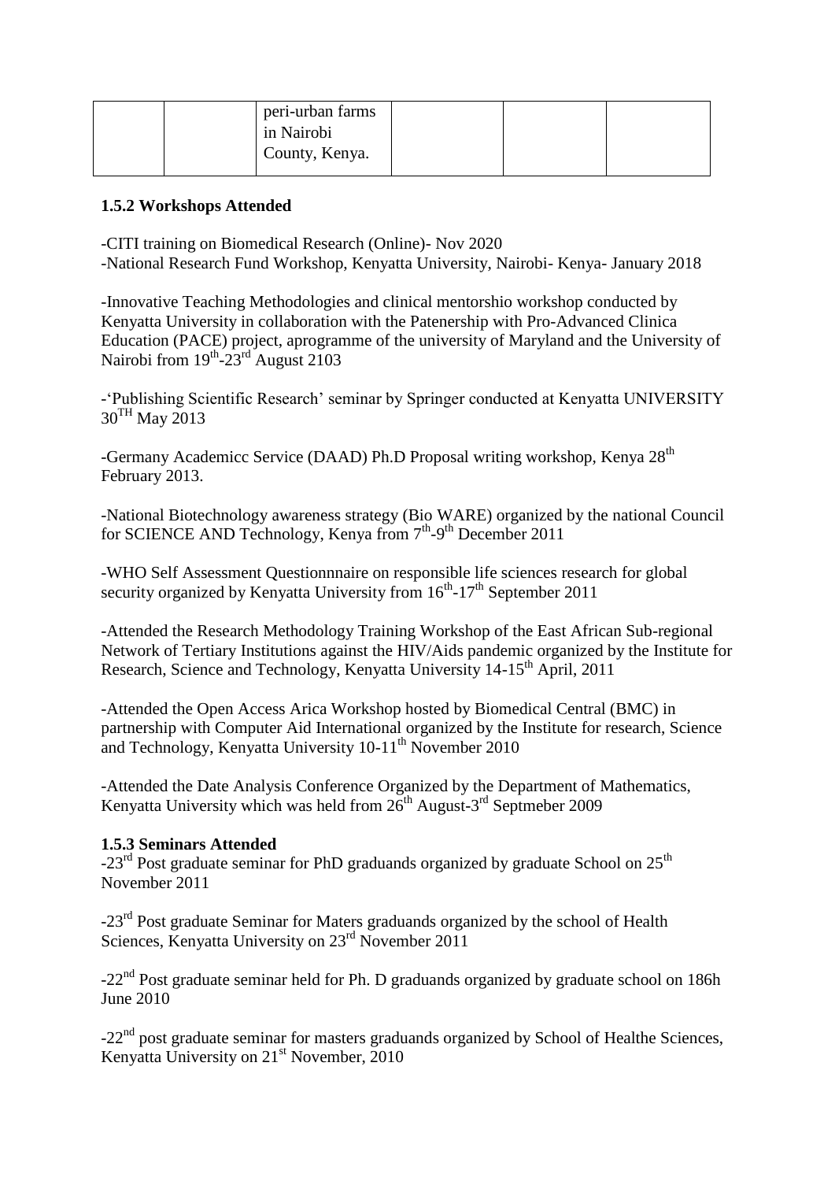|  |  | peri-urban farms in Nairobi County, Kenya. |  |  |  |
|---|---|---|---|---|---|

### 1.5.2 Workshops Attended

-CITI training on Biomedical Research (Online)- Nov 2020
-National Research Fund Workshop, Kenyatta University, Nairobi- Kenya- January 2018

-Innovative Teaching Methodologies and clinical mentorshio workshop conducted by Kenyatta University in collaboration with the Patenership with Pro-Advanced Clinica Education (PACE) project, aprogramme of the university of Maryland and the University of Nairobi from 19th-23rd August 2103

-'Publishing Scientific Research' seminar by Springer conducted at Kenyatta UNIVERSITY 30TH May 2013

-Germany Academicc Service (DAAD) Ph.D Proposal writing workshop, Kenya 28th February 2013.

-National Biotechnology awareness strategy (Bio WARE) organized by the national Council for SCIENCE AND Technology, Kenya from 7th-9th December 2011

-WHO Self Assessment Questionnnaire on responsible life sciences research for global security organized by Kenyatta University from 16th-17th September 2011

-Attended the Research Methodology Training Workshop of the East African Sub-regional Network of Tertiary Institutions against the HIV/Aids pandemic organized by the Institute for Research, Science and Technology, Kenyatta University 14-15th April, 2011

-Attended the Open Access Arica Workshop hosted by Biomedical Central (BMC) in partnership with Computer Aid International organized by the Institute for research, Science and Technology, Kenyatta University 10-11th November 2010

-Attended the Date Analysis Conference Organized by the Department of Mathematics, Kenyatta University which was held from 26th August-3rd Septmeber 2009

### 1.5.3 Seminars Attended

-23rd Post graduate seminar for PhD graduands organized by graduate School on 25th November 2011

-23rd Post graduate Seminar for Maters graduands organized by the school of Health Sciences, Kenyatta University on 23rd November 2011

-22nd Post graduate seminar held for Ph. D graduands organized by graduate school on 186h June 2010

-22nd post graduate seminar for masters graduands organized by School of Healthe Sciences, Kenyatta University on 21st November, 2010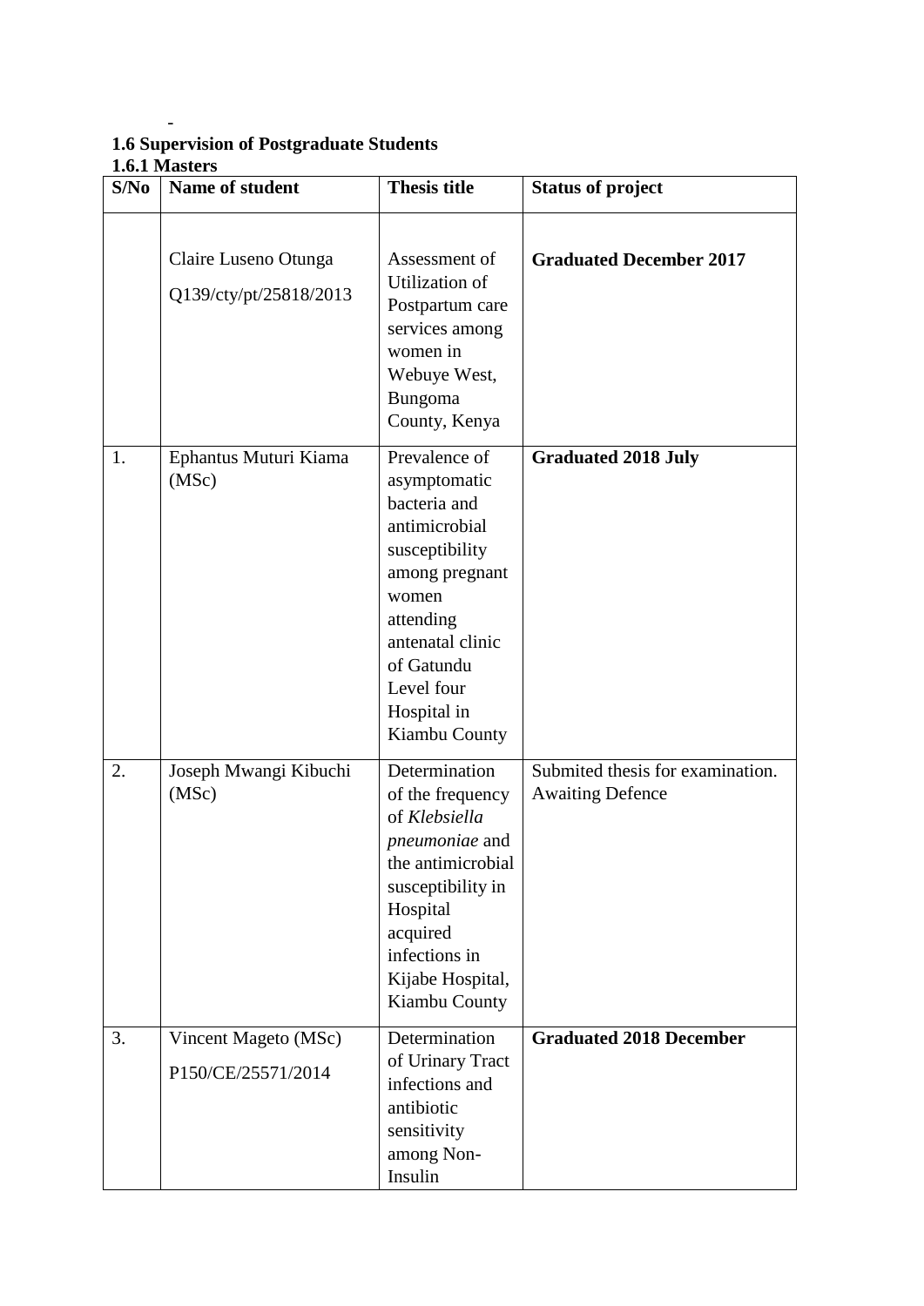-

### 1.6 Supervision of Postgraduate Students

#### 1.6.1 Masters

| S/No | Name of student | Thesis title | Status of project |
|---|---|---|---|
| | Claire Luseno Otunga<br>Q139/cty/pt/25818/2013 | Assessment of Utilization of Postpartum care services among women in Webuye West, Bungoma County, Kenya | **Graduated December 2017** |
| 1. | Ephantus Muturi Kiama (MSc) | Prevalence of asymptomatic bacteria and antimicrobial susceptibility among pregnant women attending antenatal clinic of Gatundu Level four Hospital in Kiambu County | **Graduated 2018 July** |
| 2. | Joseph Mwangi Kibuchi (MSc) | Determination of the frequency of *Klebsiella pneumoniae* and the antimicrobial susceptibility in Hospital acquired infections in Kijabe Hospital, Kiambu County | Submited thesis for examination. Awaiting Defence |
| 3. | Vincent Mageto (MSc)<br>P150/CE/25571/2014 | Determination of Urinary Tract infections and antibiotic sensitivity among Non-Insulin | **Graduated 2018 December** |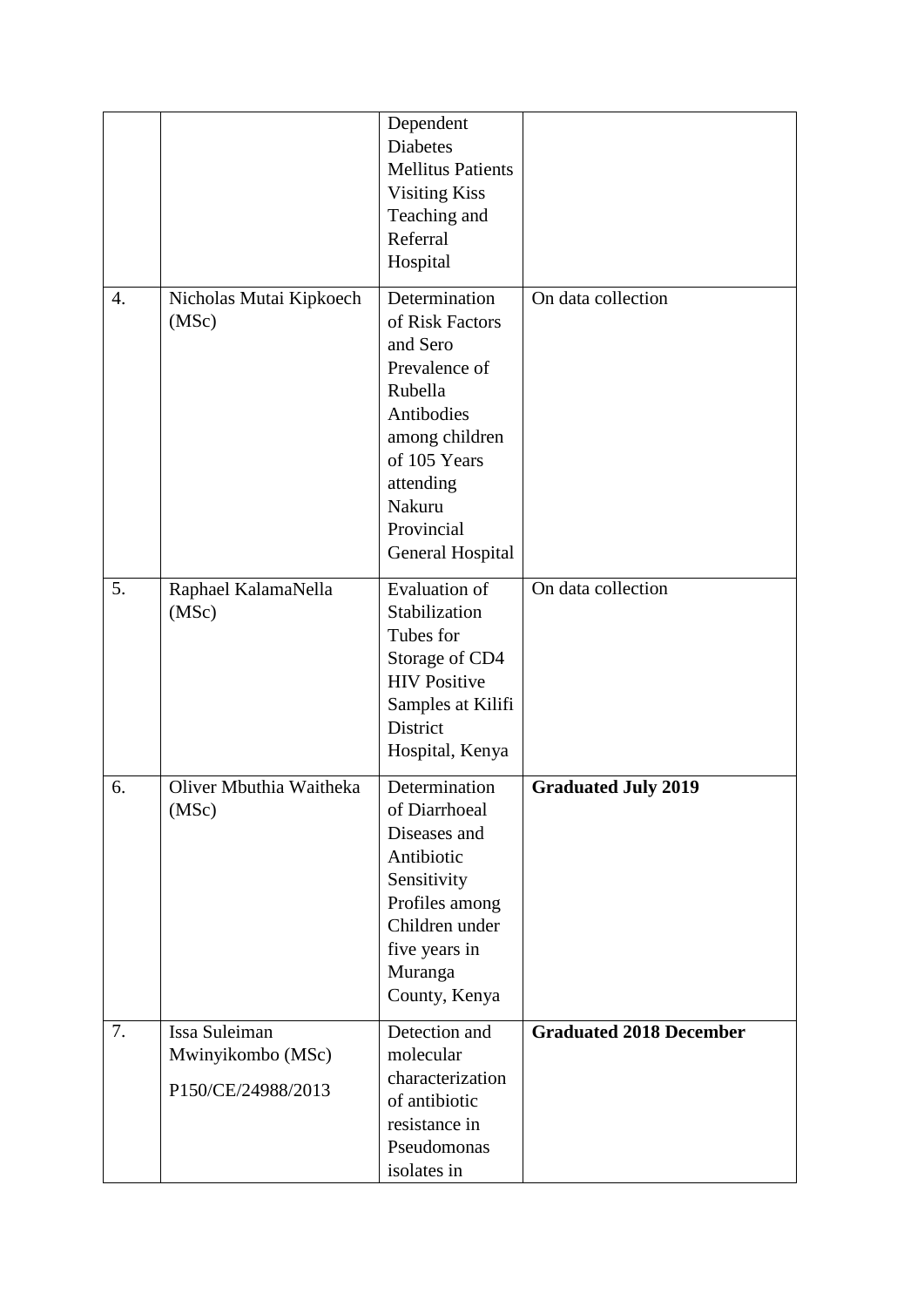|  |  |  |  |
| --- | --- | --- | --- |
|  |  | Dependent Diabetes Mellitus Patients Visiting Kiss Teaching and Referral Hospital |  |
| 4. | Nicholas Mutai Kipkoech (MSc) | Determination of Risk Factors and Sero Prevalence of Rubella Antibodies among children of 105 Years attending Nakuru Provincial General Hospital | On data collection |
| 5. | Raphael KalamaNella (MSc) | Evaluation of Stabilization Tubes for Storage of CD4 HIV Positive Samples at Kilifi District Hospital, Kenya | On data collection |
| 6. | Oliver Mbuthia Waitheka (MSc) | Determination of Diarrhoeal Diseases and Antibiotic Sensitivity Profiles among Children under five years in Muranga County, Kenya | **Graduated July 2019** |
| 7. | Issa Suleiman Mwinyikombo (MSc) P150/CE/24988/2013 | Detection and molecular characterization of antibiotic resistance in Pseudomonas isolates in | **Graduated 2018 December** |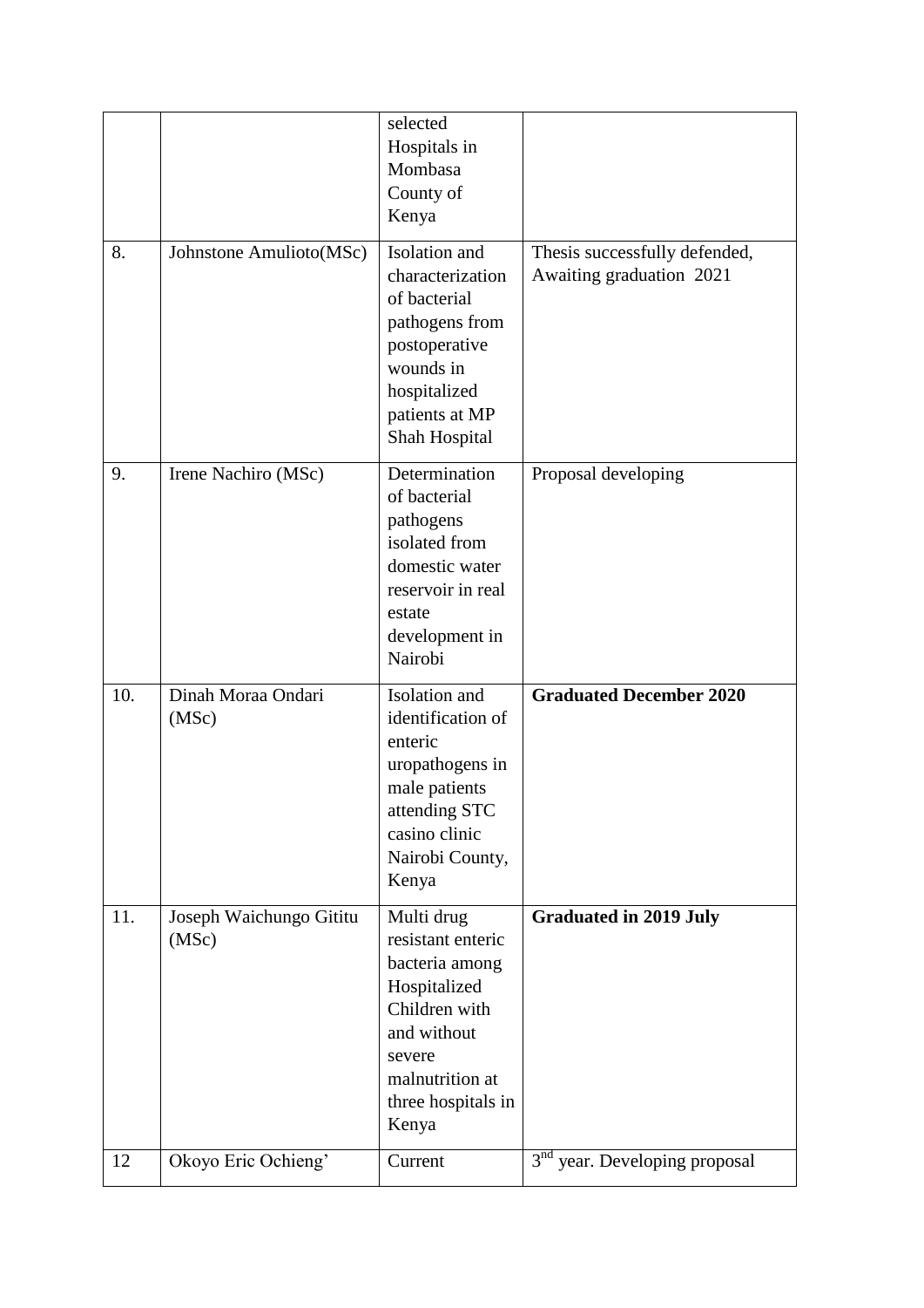|  |  |  |  |
|---|---|---|---|
|  |  | selected Hospitals in Mombasa County of Kenya |  |
| 8. | Johnstone Amulioto(MSc) | Isolation and characterization of bacterial pathogens from postoperative wounds in hospitalized patients at MP Shah Hospital | Thesis successfully defended, Awaiting graduation 2021 |
| 9. | Irene Nachiro (MSc) | Determination of bacterial pathogens isolated from domestic water reservoir in real estate development in Nairobi | Proposal developing |
| 10. | Dinah Moraa Ondari (MSc) | Isolation and identification of enteric uropathogens in male patients attending STC casino clinic Nairobi County, Kenya | **Graduated December 2020** |
| 11. | Joseph Waichungo Gititu (MSc) | Multi drug resistant enteric bacteria among Hospitalized Children with and without severe malnutrition at three hospitals in Kenya | **Graduated in 2019 July** |
| 12 | Okoyo Eric Ochieng' | Current | 3$^{nd}$ year. Developing proposal |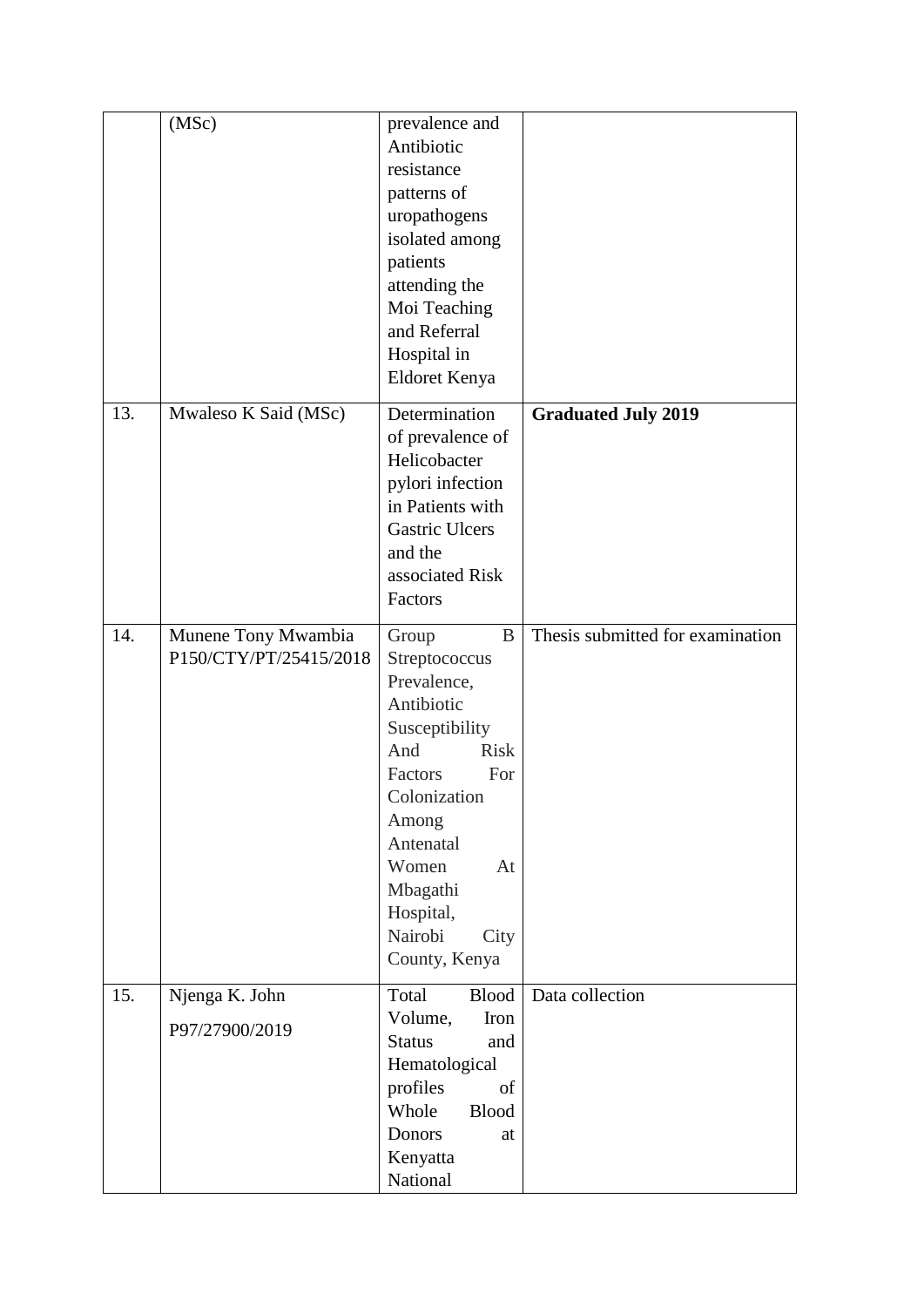| | | | |
|---|---|---|---|
| | (MSc) | prevalence and Antibiotic resistance patterns of uropathogens isolated among patients attending the Moi Teaching and Referral Hospital in Eldoret Kenya | |
| 13. | Mwaleso K Said (MSc) | Determination of prevalence of Helicobacter pylori infection in Patients with Gastric Ulcers and the associated Risk Factors | **Graduated July 2019** |
| 14. | Munene Tony Mwambia P150/CTY/PT/25415/2018 | Group B Streptococcus Prevalence, Antibiotic Susceptibility And Risk Factors For Colonization Among Antenatal Women At Mbagathi Hospital, Nairobi City County, Kenya | Thesis submitted for examination |
| 15. | Njenga K. John P97/27900/2019 | Total Blood Volume, Iron Status and Hematological profiles of Whole Blood Donors at Kenyatta National | Data collection |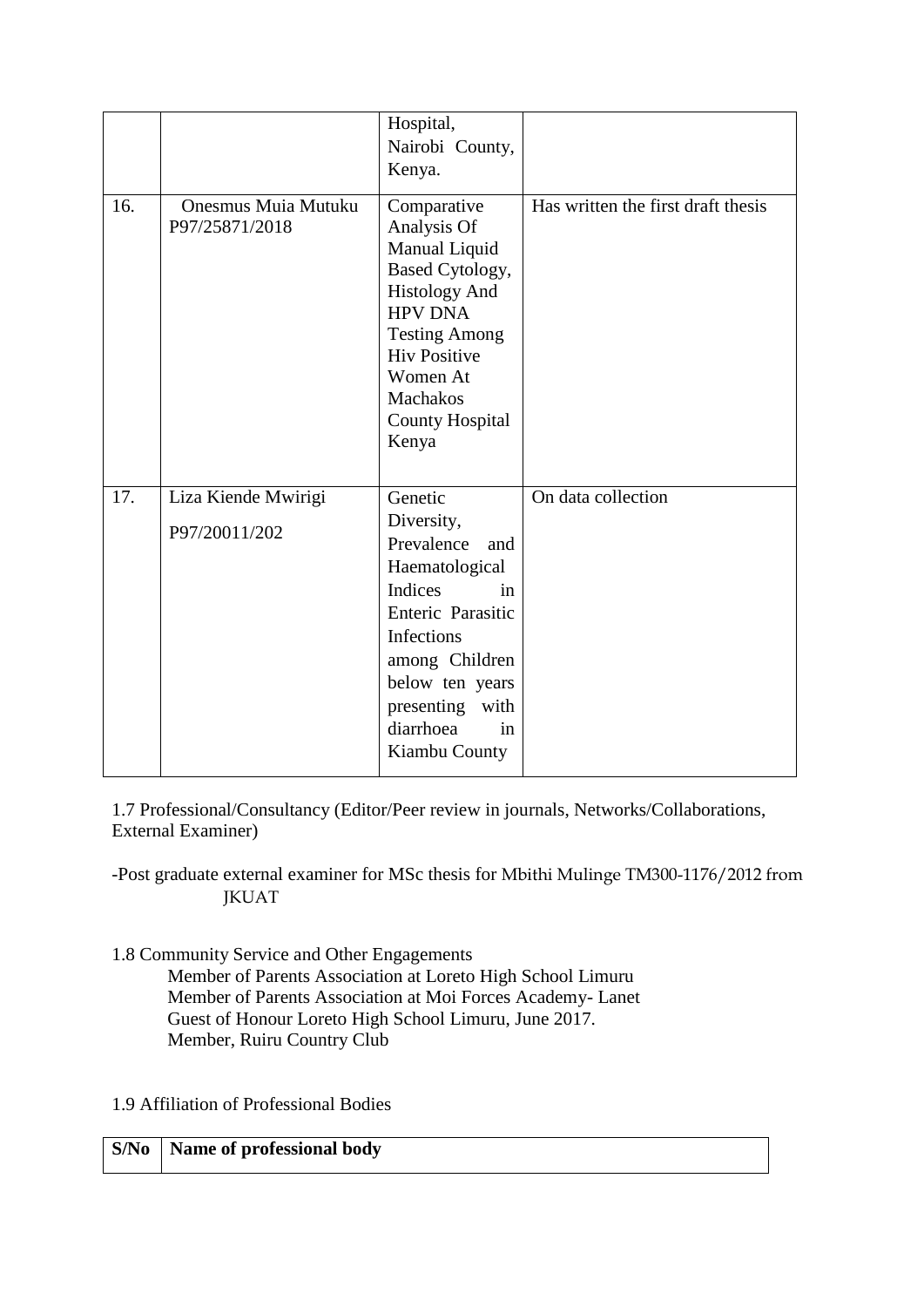| | | | |
|---|---|---|---|
| | | Hospital, Nairobi County, Kenya. | |
| 16. | Onesmus Muia Mutuku P97/25871/2018 | Comparative Analysis Of Manual Liquid Based Cytology, Histology And HPV DNA Testing Among Hiv Positive Women At Machakos County Hospital Kenya | Has written the first draft thesis |
| 17. | Liza Kiende Mwirigi P97/20011/202 | Genetic Diversity, Prevalence and Haematological Indices in Enteric Parasitic Infections among Children below ten years presenting with diarrhoea in Kiambu County | On data collection |

1.7 Professional/Consultancy (Editor/Peer review in journals, Networks/Collaborations, External Examiner)

-Post graduate external examiner for MSc thesis for Mbithi Mulinge TM300-1176/2012 from JKUAT

1.8 Community Service and Other Engagements

Member of Parents Association at Loreto High School Limuru
Member of Parents Association at Moi Forces Academy- Lanet
Guest of Honour Loreto High School Limuru, June 2017.
Member, Ruiru Country Club

1.9 Affiliation of Professional Bodies

| S/No | Name of professional body |
|---|---|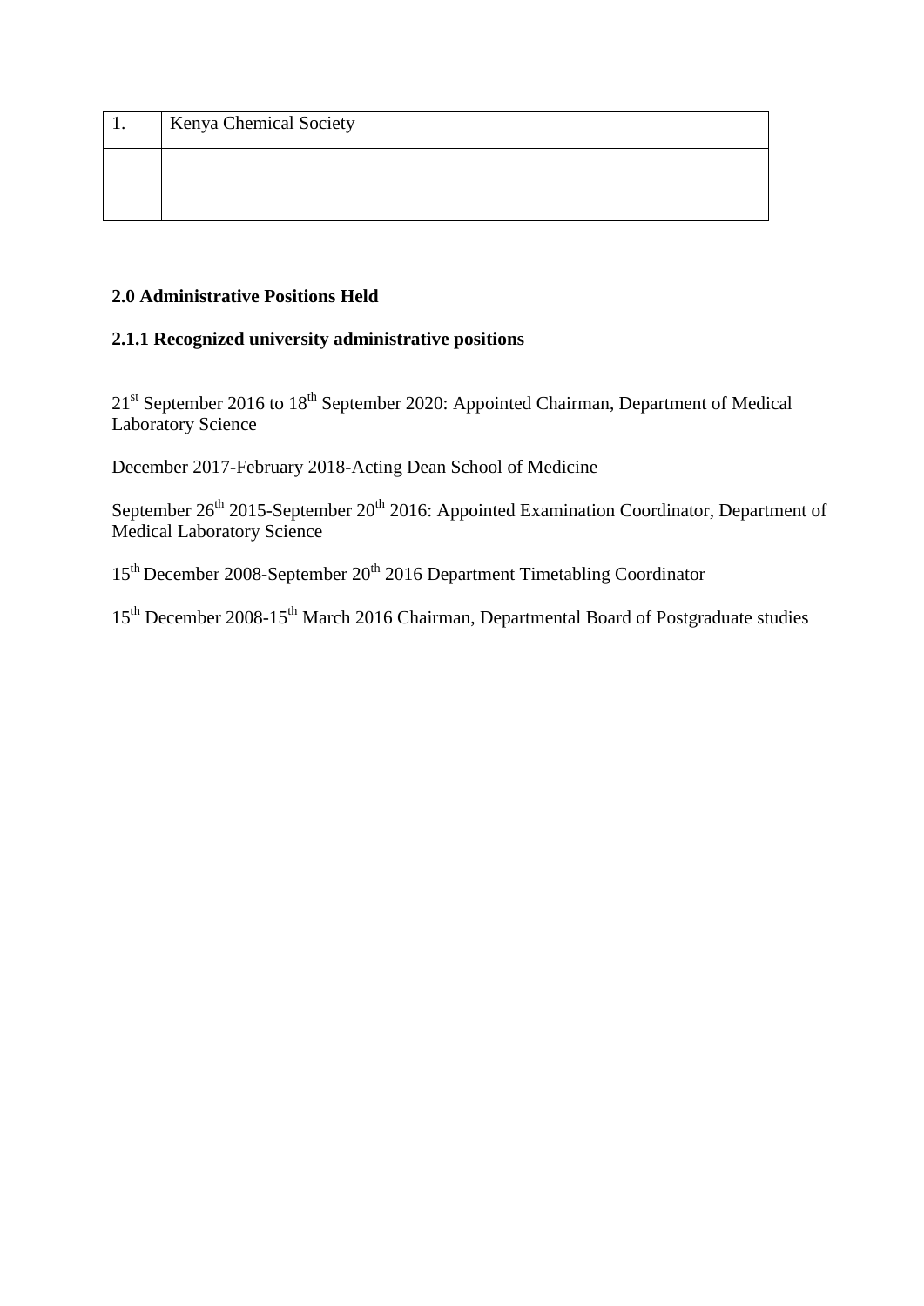| | |
|---|---|
| 1. | Kenya Chemical Society |
| | |
| | |

**2.0 Administrative Positions Held**

**2.1.1 Recognized university administrative positions**

21st September 2016 to 18th September 2020: Appointed Chairman, Department of Medical Laboratory Science

December 2017-February 2018-Acting Dean School of Medicine

September 26th 2015-September 20th 2016: Appointed Examination Coordinator, Department of Medical Laboratory Science

15th December 2008-September 20th 2016 Department Timetabling Coordinator

15th December 2008-15th March 2016 Chairman, Departmental Board of Postgraduate studies